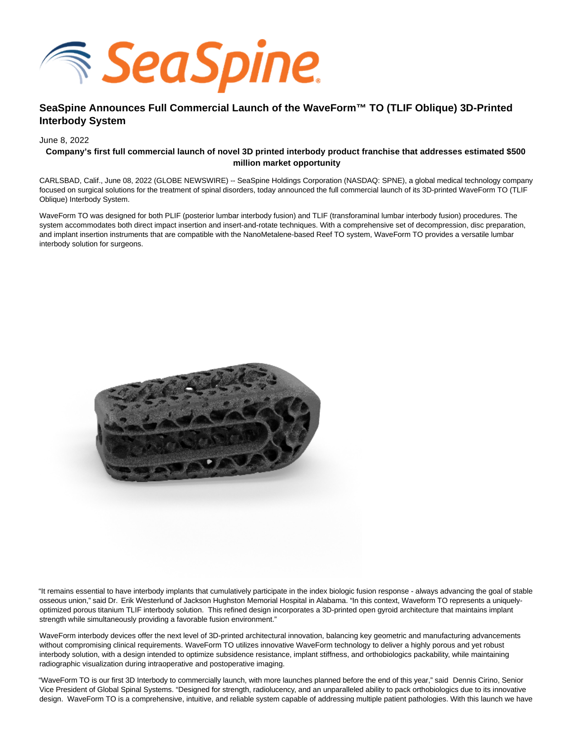# SeaSpine Announces Full Commercial Launch of the WaveForm™ TO (TLIF Oblique) 3D-Printed Interbody System

June 8, 2022

**Company's first full commercial launch of novel 3D printed interbody product franchise that addresses estimated $500 million market opportunity**

CARLSBAD, Calif., June 08, 2022 (GLOBE NEWSWIRE) -- SeaSpine Holdings Corporation (NASDAQ: SPNE), a global medical technology company focused on surgical solutions for the treatment of spinal disorders, today announced the full commercial launch of its 3D-printed WaveForm TO (TLIF Oblique) Interbody System.

WaveForm TO was designed for both PLIF (posterior lumbar interbody fusion) and TLIF (transforaminal lumbar interbody fusion) procedures. The system accommodates both direct impact insertion and insert-and-rotate techniques. With a comprehensive set of decompression, disc preparation, and implant insertion instruments that are compatible with the NanoMetalene-based Reef TO system, WaveForm TO provides a versatile lumbar interbody solution for surgeons.

"It remains essential to have interbody implants that cumulatively participate in the index biologic fusion response - always advancing the goal of stable osseous union," said Dr. Erik Westerlund of Jackson Hughston Memorial Hospital in Alabama. "In this context, Waveform TO represents a uniquely-optimized porous titanium TLIF interbody solution. This refined design incorporates a 3D-printed open gyroid architecture that maintains implant strength while simultaneously providing a favorable fusion environment."

WaveForm interbody devices offer the next level of 3D-printed architectural innovation, balancing key geometric and manufacturing advancements without compromising clinical requirements. WaveForm TO utilizes innovative WaveForm technology to deliver a highly porous and yet robust interbody solution, with a design intended to optimize subsidence resistance, implant stiffness, and orthobiologics packability, while maintaining radiographic visualization during intraoperative and postoperative imaging.

"WaveForm TO is our first 3D Interbody to commercially launch, with more launches planned before the end of this year," said Dennis Cirino, Senior Vice President of Global Spinal Systems. "Designed for strength, radiolucency, and an unparalleled ability to pack orthobiologics due to its innovative design. WaveForm TO is a comprehensive, intuitive, and reliable system capable of addressing multiple patient pathologies. With this launch we have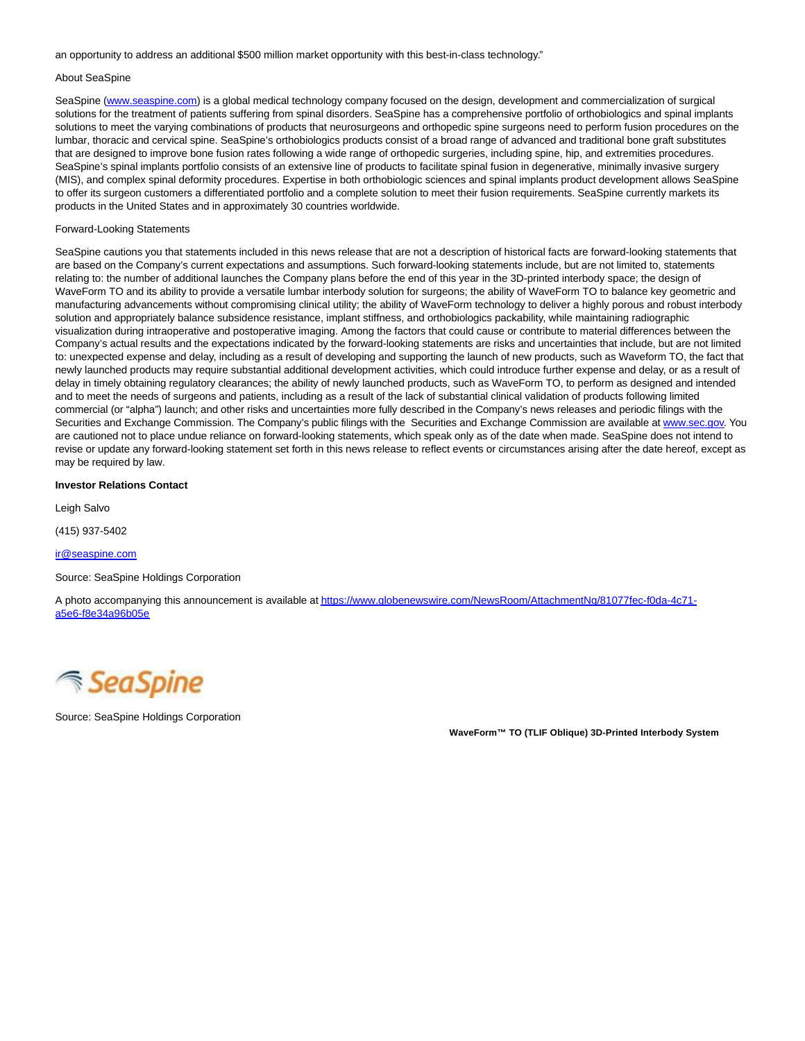an opportunity to address an additional $500 million market opportunity with this best-in-class technology."

About SeaSpine

SeaSpine (www.seaspine.com) is a global medical technology company focused on the design, development and commercialization of surgical solutions for the treatment of patients suffering from spinal disorders. SeaSpine has a comprehensive portfolio of orthobiologics and spinal implants solutions to meet the varying combinations of products that neurosurgeons and orthopedic spine surgeons need to perform fusion procedures on the lumbar, thoracic and cervical spine. SeaSpine's orthobiologics products consist of a broad range of advanced and traditional bone graft substitutes that are designed to improve bone fusion rates following a wide range of orthopedic surgeries, including spine, hip, and extremities procedures. SeaSpine's spinal implants portfolio consists of an extensive line of products to facilitate spinal fusion in degenerative, minimally invasive surgery (MIS), and complex spinal deformity procedures. Expertise in both orthobiologic sciences and spinal implants product development allows SeaSpine to offer its surgeon customers a differentiated portfolio and a complete solution to meet their fusion requirements. SeaSpine currently markets its products in the United States and in approximately 30 countries worldwide.

Forward-Looking Statements

SeaSpine cautions you that statements included in this news release that are not a description of historical facts are forward-looking statements that are based on the Company's current expectations and assumptions. Such forward-looking statements include, but are not limited to, statements relating to: the number of additional launches the Company plans before the end of this year in the 3D-printed interbody space; the design of WaveForm TO and its ability to provide a versatile lumbar interbody solution for surgeons; the ability of WaveForm TO to balance key geometric and manufacturing advancements without compromising clinical utility; the ability of WaveForm technology to deliver a highly porous and robust interbody solution and appropriately balance subsidence resistance, implant stiffness, and orthobiologics packability, while maintaining radiographic visualization during intraoperative and postoperative imaging. Among the factors that could cause or contribute to material differences between the Company's actual results and the expectations indicated by the forward-looking statements are risks and uncertainties that include, but are not limited to: unexpected expense and delay, including as a result of developing and supporting the launch of new products, such as Waveform TO, the fact that newly launched products may require substantial additional development activities, which could introduce further expense and delay, or as a result of delay in timely obtaining regulatory clearances; the ability of newly launched products, such as WaveForm TO, to perform as designed and intended and to meet the needs of surgeons and patients, including as a result of the lack of substantial clinical validation of products following limited commercial (or "alpha") launch; and other risks and uncertainties more fully described in the Company's news releases and periodic filings with the Securities and Exchange Commission. The Company's public filings with the Securities and Exchange Commission are available at www.sec.gov. You are cautioned not to place undue reliance on forward-looking statements, which speak only as of the date when made. SeaSpine does not intend to revise or update any forward-looking statement set forth in this news release to reflect events or circumstances arising after the date hereof, except as may be required by law.

**Investor Relations Contact**

Leigh Salvo

(415) 937-5402

ir@seaspine.com

Source: SeaSpine Holdings Corporation

A photo accompanying this announcement is available at https://www.globenewswire.com/NewsRoom/AttachmentNg/81077fec-f0da-4c71-a5e6-f8e34a96b05e

SeaSpine

Source: SeaSpine Holdings Corporation

**WaveForm™ TO (TLIF Oblique) 3D-Printed Interbody System**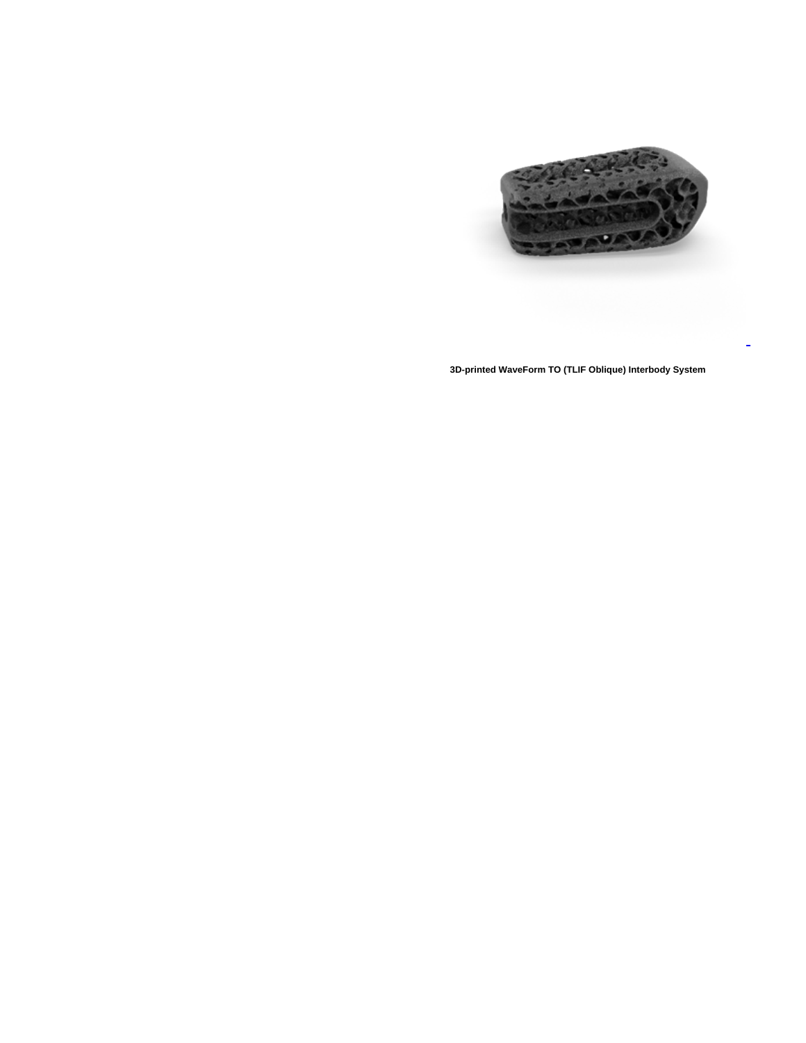**3D-printed WaveForm TO (TLIF Oblique) Interbody System**